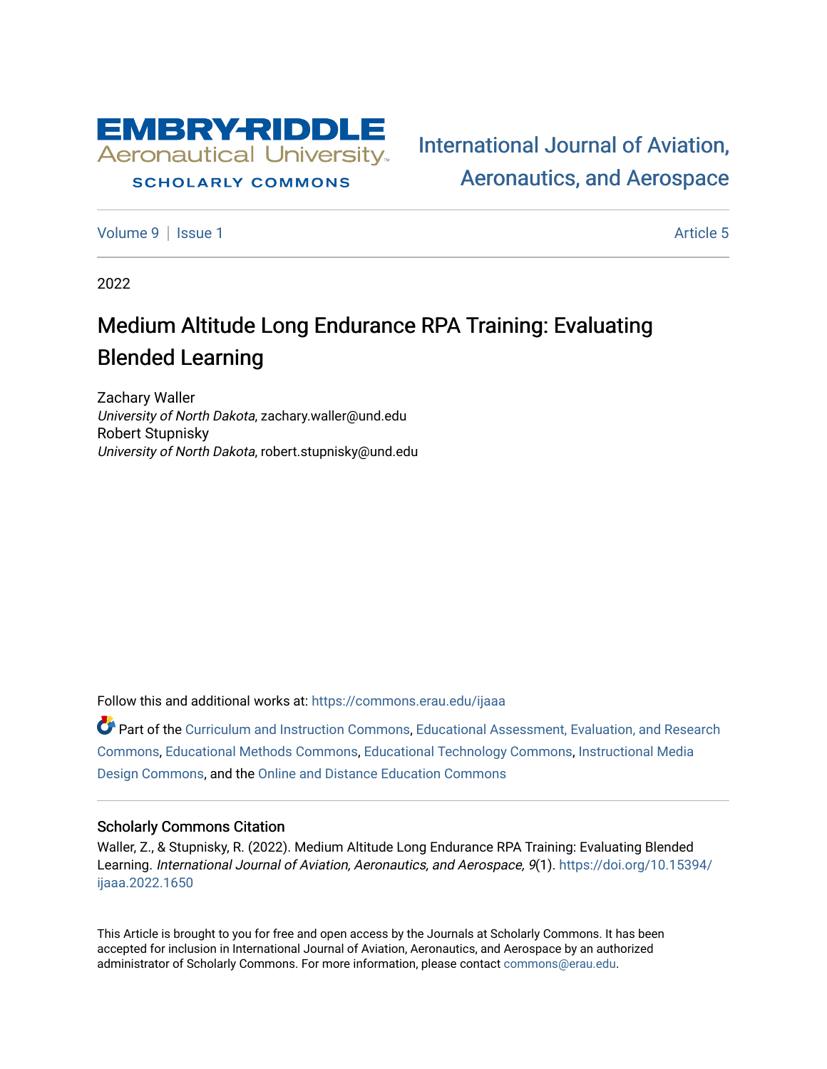Embry-Riddle Aeronautical University
SCHOLARLY COMMONS

International Journal of Aviation, Aeronautics, and Aerospace

Volume 9 | Issue 1 | Article 5

2022

# Medium Altitude Long Endurance RPA Training: Evaluating Blended Learning

Zachary Waller
*University of North Dakota*, zachary.waller@und.edu

Robert Stupnisky
*University of North Dakota*, robert.stupnisky@und.edu

Follow this and additional works at: https://commons.erau.edu/ijaaa

Part of the Curriculum and Instruction Commons, Educational Assessment, Evaluation, and Research Commons, Educational Methods Commons, Educational Technology Commons, Instructional Media Design Commons, and the Online and Distance Education Commons

## Scholarly Commons Citation

Waller, Z., & Stupnisky, R. (2022). Medium Altitude Long Endurance RPA Training: Evaluating Blended Learning. *International Journal of Aviation, Aeronautics, and Aerospace, 9*(1). https://doi.org/10.15394/ijaaa.2022.1650

This Article is brought to you for free and open access by the Journals at Scholarly Commons. It has been accepted for inclusion in International Journal of Aviation, Aeronautics, and Aerospace by an authorized administrator of Scholarly Commons. For more information, please contact commons@erau.edu.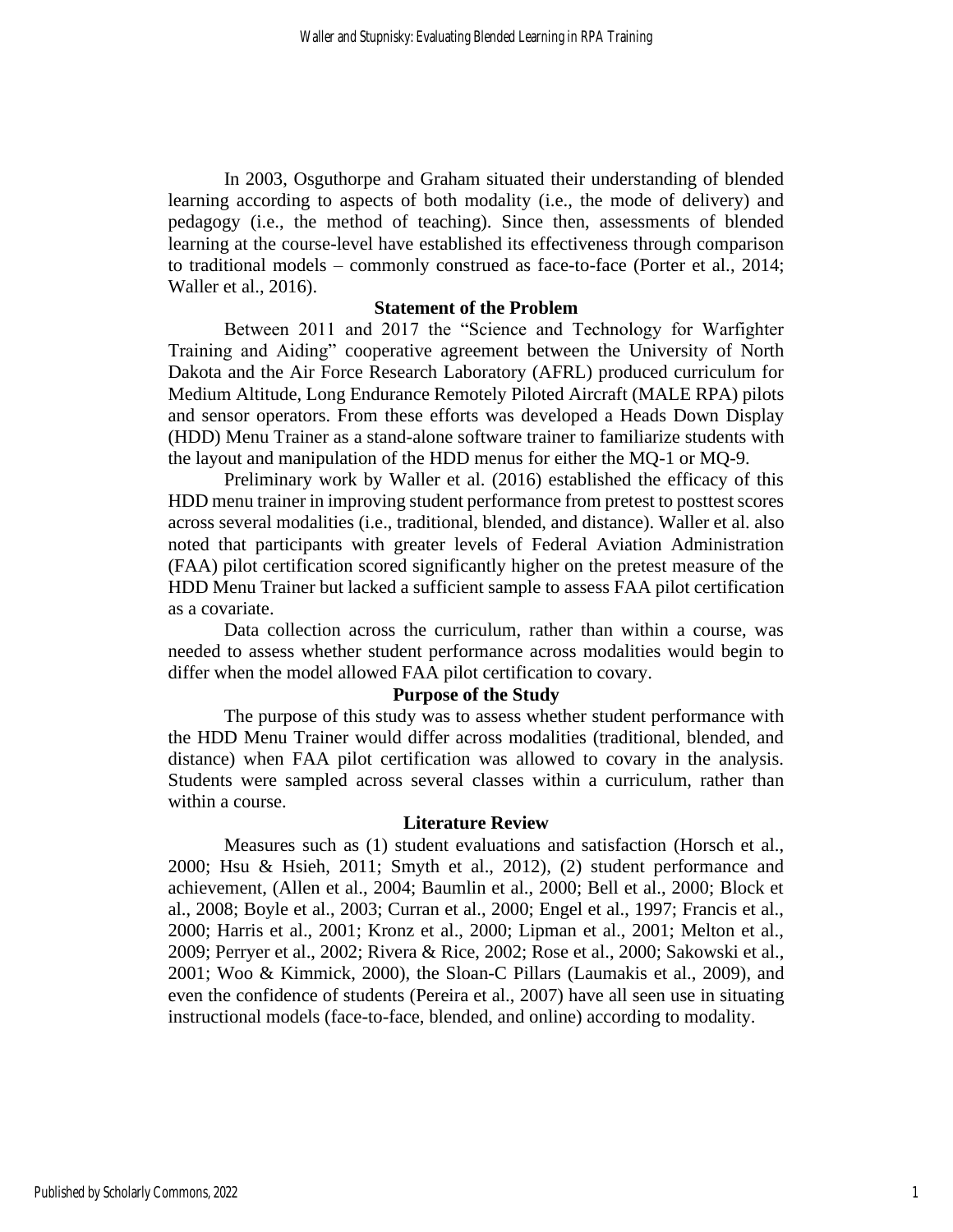In 2003, Osguthorpe and Graham situated their understanding of blended learning according to aspects of both modality (i.e., the mode of delivery) and pedagogy (i.e., the method of teaching). Since then, assessments of blended learning at the course-level have established its effectiveness through comparison to traditional models – commonly construed as face-to-face (Porter et al., 2014; Waller et al., 2016).

## Statement of the Problem

Between 2011 and 2017 the "Science and Technology for Warfighter Training and Aiding" cooperative agreement between the University of North Dakota and the Air Force Research Laboratory (AFRL) produced curriculum for Medium Altitude, Long Endurance Remotely Piloted Aircraft (MALE RPA) pilots and sensor operators. From these efforts was developed a Heads Down Display (HDD) Menu Trainer as a stand-alone software trainer to familiarize students with the layout and manipulation of the HDD menus for either the MQ-1 or MQ-9.

Preliminary work by Waller et al. (2016) established the efficacy of this HDD menu trainer in improving student performance from pretest to posttest scores across several modalities (i.e., traditional, blended, and distance). Waller et al. also noted that participants with greater levels of Federal Aviation Administration (FAA) pilot certification scored significantly higher on the pretest measure of the HDD Menu Trainer but lacked a sufficient sample to assess FAA pilot certification as a covariate.

Data collection across the curriculum, rather than within a course, was needed to assess whether student performance across modalities would begin to differ when the model allowed FAA pilot certification to covary.

## Purpose of the Study

The purpose of this study was to assess whether student performance with the HDD Menu Trainer would differ across modalities (traditional, blended, and distance) when FAA pilot certification was allowed to covary in the analysis. Students were sampled across several classes within a curriculum, rather than within a course.

## Literature Review

Measures such as (1) student evaluations and satisfaction (Horsch et al., 2000; Hsu & Hsieh, 2011; Smyth et al., 2012), (2) student performance and achievement, (Allen et al., 2004; Baumlin et al., 2000; Bell et al., 2000; Block et al., 2008; Boyle et al., 2003; Curran et al., 2000; Engel et al., 1997; Francis et al., 2000; Harris et al., 2001; Kronz et al., 2000; Lipman et al., 2001; Melton et al., 2009; Perryer et al., 2002; Rivera & Rice, 2002; Rose et al., 2000; Sakowski et al., 2001; Woo & Kimmick, 2000), the Sloan-C Pillars (Laumakis et al., 2009), and even the confidence of students (Pereira et al., 2007) have all seen use in situating instructional models (face-to-face, blended, and online) according to modality.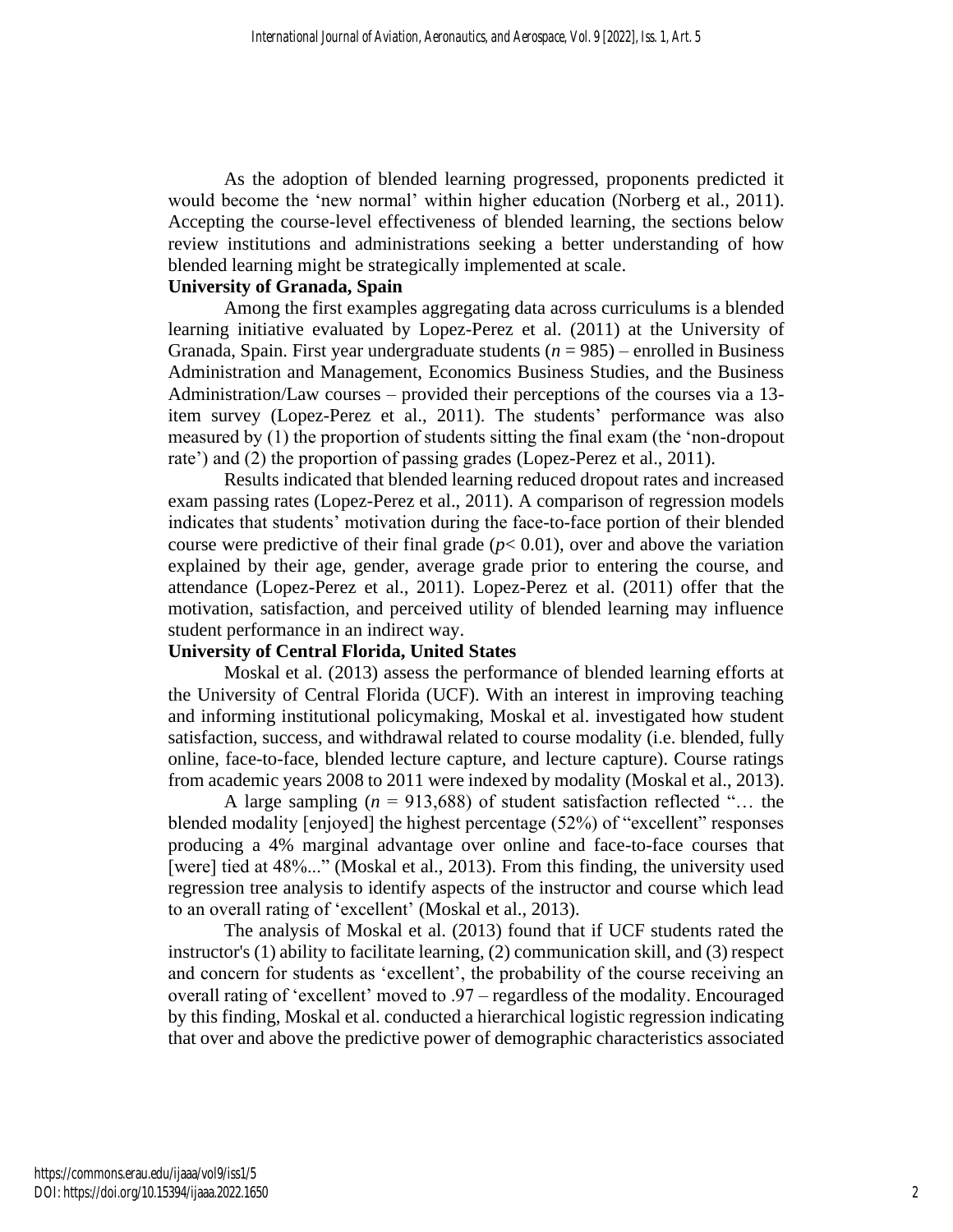As the adoption of blended learning progressed, proponents predicted it would become the 'new normal' within higher education (Norberg et al., 2011). Accepting the course-level effectiveness of blended learning, the sections below review institutions and administrations seeking a better understanding of how blended learning might be strategically implemented at scale.

**University of Granada, Spain**

Among the first examples aggregating data across curriculums is a blended learning initiative evaluated by Lopez-Perez et al. (2011) at the University of Granada, Spain. First year undergraduate students ($n = 985$) – enrolled in Business Administration and Management, Economics Business Studies, and the Business Administration/Law courses – provided their perceptions of the courses via a 13-item survey (Lopez-Perez et al., 2011). The students' performance was also measured by (1) the proportion of students sitting the final exam (the 'non-dropout rate') and (2) the proportion of passing grades (Lopez-Perez et al., 2011).

Results indicated that blended learning reduced dropout rates and increased exam passing rates (Lopez-Perez et al., 2011). A comparison of regression models indicates that students' motivation during the face-to-face portion of their blended course were predictive of their final grade ($p< 0.01$), over and above the variation explained by their age, gender, average grade prior to entering the course, and attendance (Lopez-Perez et al., 2011). Lopez-Perez et al. (2011) offer that the motivation, satisfaction, and perceived utility of blended learning may influence student performance in an indirect way.

**University of Central Florida, United States**

Moskal et al. (2013) assess the performance of blended learning efforts at the University of Central Florida (UCF). With an interest in improving teaching and informing institutional policymaking, Moskal et al. investigated how student satisfaction, success, and withdrawal related to course modality (i.e. blended, fully online, face-to-face, blended lecture capture, and lecture capture). Course ratings from academic years 2008 to 2011 were indexed by modality (Moskal et al., 2013).

A large sampling ($n = 913{,}688$) of student satisfaction reflected "… the blended modality [enjoyed] the highest percentage (52%) of "excellent" responses producing a 4% marginal advantage over online and face-to-face courses that [were] tied at 48%..." (Moskal et al., 2013). From this finding, the university used regression tree analysis to identify aspects of the instructor and course which lead to an overall rating of 'excellent' (Moskal et al., 2013).

The analysis of Moskal et al. (2013) found that if UCF students rated the instructor's (1) ability to facilitate learning, (2) communication skill, and (3) respect and concern for students as 'excellent', the probability of the course receiving an overall rating of 'excellent' moved to .97 – regardless of the modality. Encouraged by this finding, Moskal et al. conducted a hierarchical logistic regression indicating that over and above the predictive power of demographic characteristics associated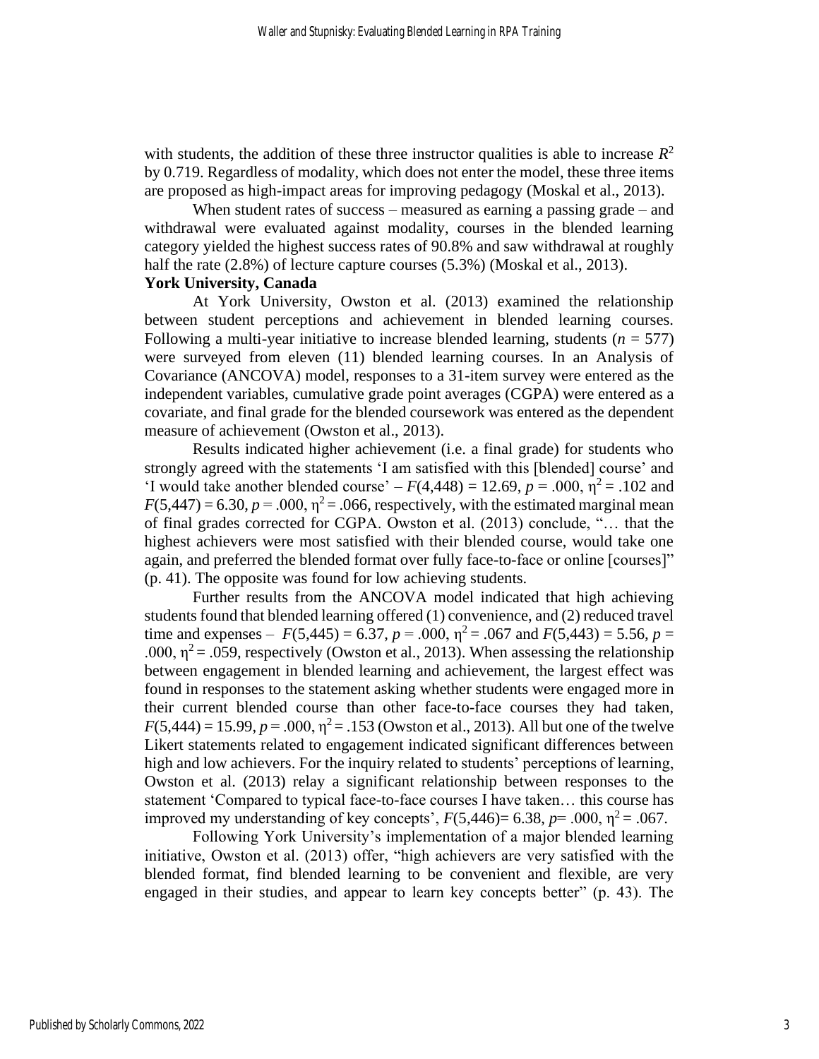with students, the addition of these three instructor qualities is able to increase $R^2$ by 0.719. Regardless of modality, which does not enter the model, these three items are proposed as high-impact areas for improving pedagogy (Moskal et al., 2013).

When student rates of success – measured as earning a passing grade – and withdrawal were evaluated against modality, courses in the blended learning category yielded the highest success rates of 90.8% and saw withdrawal at roughly half the rate (2.8%) of lecture capture courses (5.3%) (Moskal et al., 2013).

**York University, Canada**

At York University, Owston et al. (2013) examined the relationship between student perceptions and achievement in blended learning courses. Following a multi-year initiative to increase blended learning, students ($n$ = 577) were surveyed from eleven (11) blended learning courses. In an Analysis of Covariance (ANCOVA) model, responses to a 31-item survey were entered as the independent variables, cumulative grade point averages (CGPA) were entered as a covariate, and final grade for the blended coursework was entered as the dependent measure of achievement (Owston et al., 2013).

Results indicated higher achievement (i.e. a final grade) for students who strongly agreed with the statements 'I am satisfied with this [blended] course' and 'I would take another blended course' – $F(4,448) = 12.69$, $p = .000$, $\eta^2 = .102$ and $F(5,447) = 6.30$, $p = .000$, $\eta^2 = .066$, respectively, with the estimated marginal mean of final grades corrected for CGPA. Owston et al. (2013) conclude, "… that the highest achievers were most satisfied with their blended course, would take one again, and preferred the blended format over fully face-to-face or online [courses]" (p. 41). The opposite was found for low achieving students.

Further results from the ANCOVA model indicated that high achieving students found that blended learning offered (1) convenience, and (2) reduced travel time and expenses – $F(5,445) = 6.37$, $p = .000$, $\eta^2 = .067$ and $F(5,443) = 5.56$, $p = .000$, $\eta^2 = .059$, respectively (Owston et al., 2013). When assessing the relationship between engagement in blended learning and achievement, the largest effect was found in responses to the statement asking whether students were engaged more in their current blended course than other face-to-face courses they had taken, $F(5,444) = 15.99$, $p = .000$, $\eta^2 = .153$ (Owston et al., 2013). All but one of the twelve Likert statements related to engagement indicated significant differences between high and low achievers. For the inquiry related to students' perceptions of learning, Owston et al. (2013) relay a significant relationship between responses to the statement 'Compared to typical face-to-face courses I have taken… this course has improved my understanding of key concepts', $F(5,446)= 6.38$, $p= .000$, $\eta^2 = .067$.

Following York University's implementation of a major blended learning initiative, Owston et al. (2013) offer, "high achievers are very satisfied with the blended format, find blended learning to be convenient and flexible, are very engaged in their studies, and appear to learn key concepts better" (p. 43). The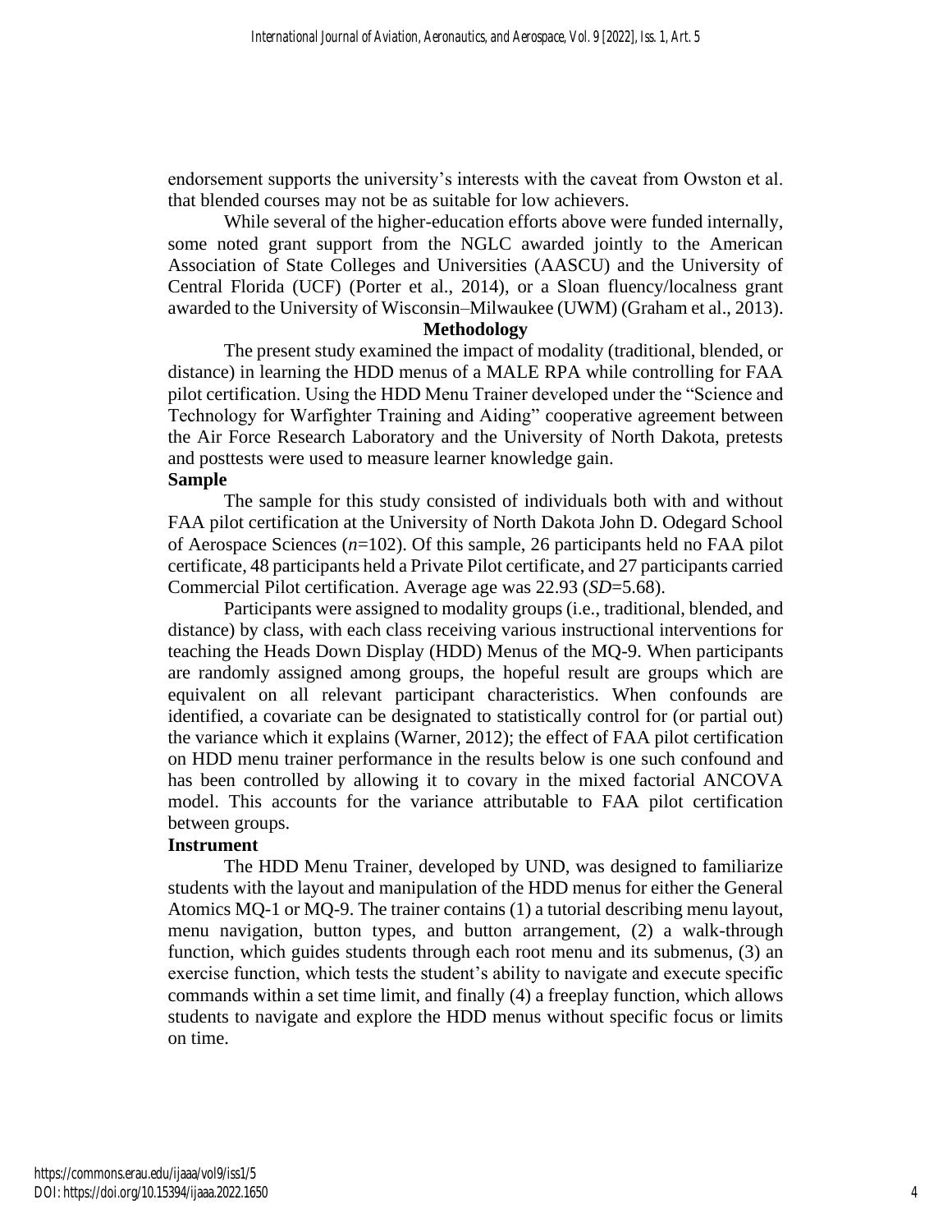endorsement supports the university's interests with the caveat from Owston et al. that blended courses may not be as suitable for low achievers.

While several of the higher-education efforts above were funded internally, some noted grant support from the NGLC awarded jointly to the American Association of State Colleges and Universities (AASCU) and the University of Central Florida (UCF) (Porter et al., 2014), or a Sloan fluency/localness grant awarded to the University of Wisconsin–Milwaukee (UWM) (Graham et al., 2013).

## Methodology

The present study examined the impact of modality (traditional, blended, or distance) in learning the HDD menus of a MALE RPA while controlling for FAA pilot certification. Using the HDD Menu Trainer developed under the "Science and Technology for Warfighter Training and Aiding" cooperative agreement between the Air Force Research Laboratory and the University of North Dakota, pretests and posttests were used to measure learner knowledge gain.

### Sample

The sample for this study consisted of individuals both with and without FAA pilot certification at the University of North Dakota John D. Odegard School of Aerospace Sciences ($n$=102). Of this sample, 26 participants held no FAA pilot certificate, 48 participants held a Private Pilot certificate, and 27 participants carried Commercial Pilot certification. Average age was 22.93 ($SD$=5.68).

Participants were assigned to modality groups (i.e., traditional, blended, and distance) by class, with each class receiving various instructional interventions for teaching the Heads Down Display (HDD) Menus of the MQ-9. When participants are randomly assigned among groups, the hopeful result are groups which are equivalent on all relevant participant characteristics. When confounds are identified, a covariate can be designated to statistically control for (or partial out) the variance which it explains (Warner, 2012); the effect of FAA pilot certification on HDD menu trainer performance in the results below is one such confound and has been controlled by allowing it to covary in the mixed factorial ANCOVA model. This accounts for the variance attributable to FAA pilot certification between groups.

### Instrument

The HDD Menu Trainer, developed by UND, was designed to familiarize students with the layout and manipulation of the HDD menus for either the General Atomics MQ-1 or MQ-9. The trainer contains (1) a tutorial describing menu layout, menu navigation, button types, and button arrangement, (2) a walk-through function, which guides students through each root menu and its submenus, (3) an exercise function, which tests the student's ability to navigate and execute specific commands within a set time limit, and finally (4) a freeplay function, which allows students to navigate and explore the HDD menus without specific focus or limits on time.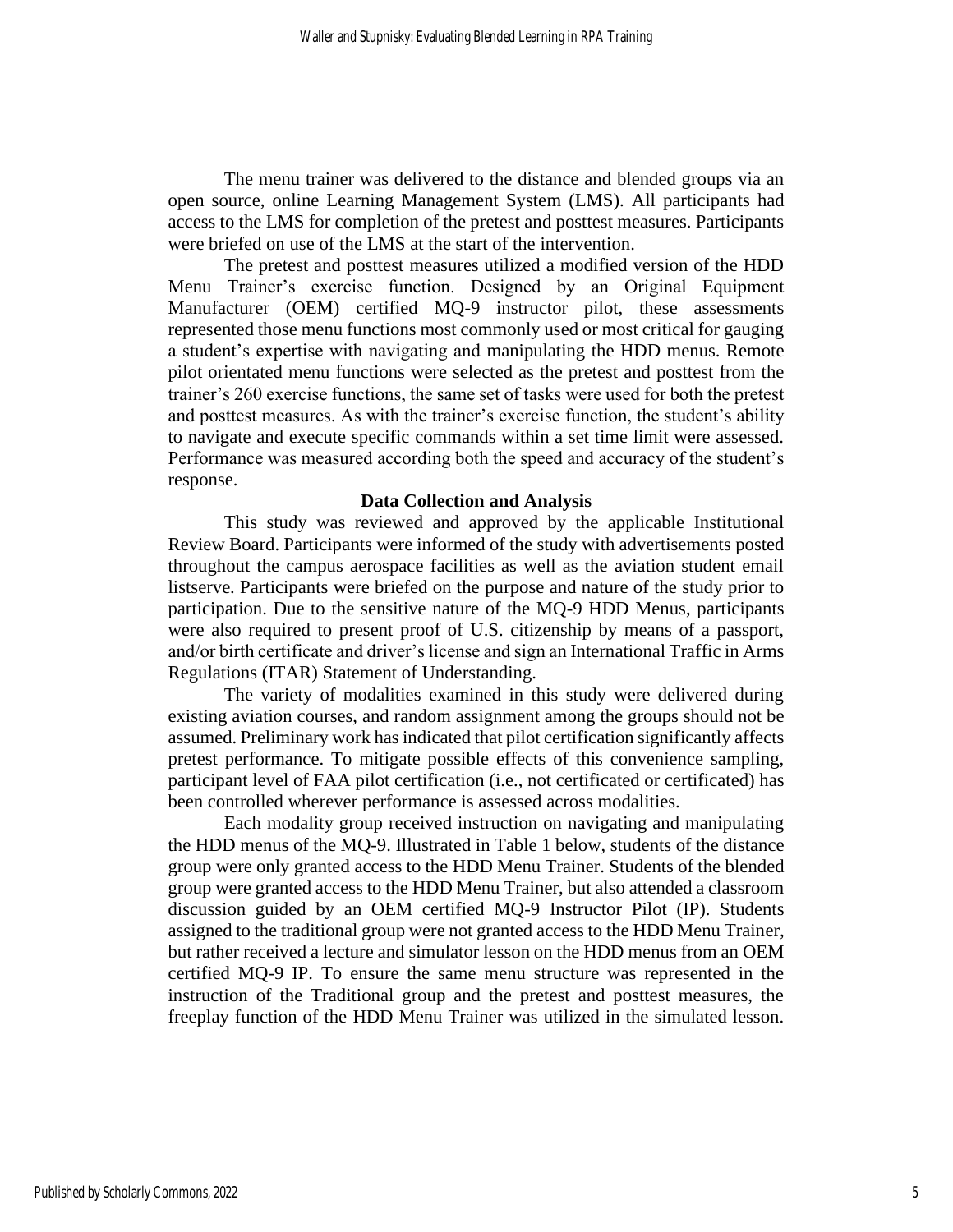The menu trainer was delivered to the distance and blended groups via an open source, online Learning Management System (LMS). All participants had access to the LMS for completion of the pretest and posttest measures. Participants were briefed on use of the LMS at the start of the intervention.

The pretest and posttest measures utilized a modified version of the HDD Menu Trainer's exercise function. Designed by an Original Equipment Manufacturer (OEM) certified MQ-9 instructor pilot, these assessments represented those menu functions most commonly used or most critical for gauging a student's expertise with navigating and manipulating the HDD menus. Remote pilot orientated menu functions were selected as the pretest and posttest from the trainer's 260 exercise functions, the same set of tasks were used for both the pretest and posttest measures. As with the trainer's exercise function, the student's ability to navigate and execute specific commands within a set time limit were assessed. Performance was measured according both the speed and accuracy of the student's response.

### Data Collection and Analysis

This study was reviewed and approved by the applicable Institutional Review Board. Participants were informed of the study with advertisements posted throughout the campus aerospace facilities as well as the aviation student email listserve. Participants were briefed on the purpose and nature of the study prior to participation. Due to the sensitive nature of the MQ-9 HDD Menus, participants were also required to present proof of U.S. citizenship by means of a passport, and/or birth certificate and driver's license and sign an International Traffic in Arms Regulations (ITAR) Statement of Understanding.

The variety of modalities examined in this study were delivered during existing aviation courses, and random assignment among the groups should not be assumed. Preliminary work has indicated that pilot certification significantly affects pretest performance. To mitigate possible effects of this convenience sampling, participant level of FAA pilot certification (i.e., not certificated or certificated) has been controlled wherever performance is assessed across modalities.

Each modality group received instruction on navigating and manipulating the HDD menus of the MQ-9. Illustrated in Table 1 below, students of the distance group were only granted access to the HDD Menu Trainer. Students of the blended group were granted access to the HDD Menu Trainer, but also attended a classroom discussion guided by an OEM certified MQ-9 Instructor Pilot (IP). Students assigned to the traditional group were not granted access to the HDD Menu Trainer, but rather received a lecture and simulator lesson on the HDD menus from an OEM certified MQ-9 IP. To ensure the same menu structure was represented in the instruction of the Traditional group and the pretest and posttest measures, the freeplay function of the HDD Menu Trainer was utilized in the simulated lesson.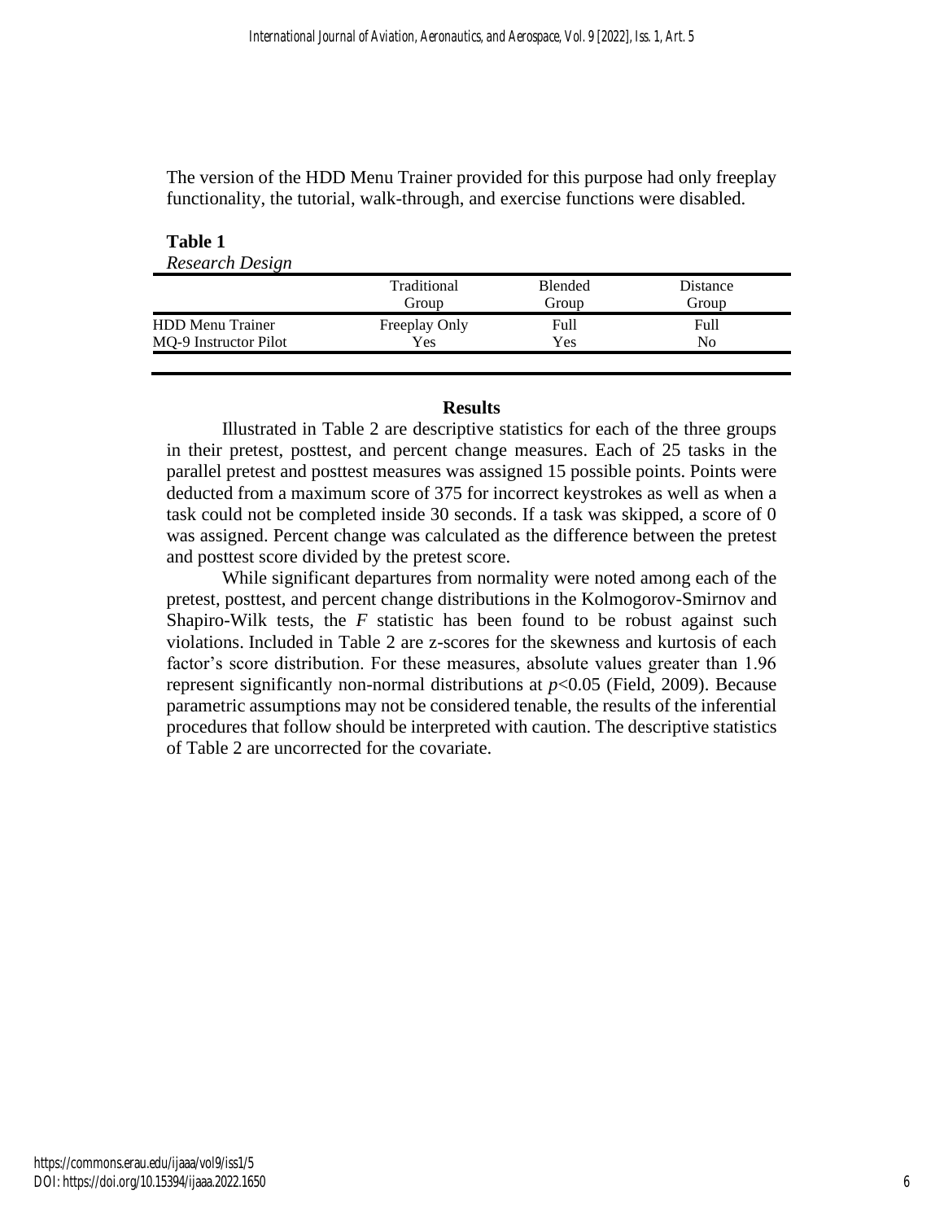The version of the HDD Menu Trainer provided for this purpose had only freeplay functionality, the tutorial, walk-through, and exercise functions were disabled.

**Table 1**
*Research Design*

| | Traditional Group | Blended Group | Distance Group |
|---|---|---|---|
| HDD Menu Trainer | Freeplay Only | Full | Full |
| MQ-9 Instructor Pilot | Yes | Yes | No |

## Results

Illustrated in Table 2 are descriptive statistics for each of the three groups in their pretest, posttest, and percent change measures. Each of 25 tasks in the parallel pretest and posttest measures was assigned 15 possible points. Points were deducted from a maximum score of 375 for incorrect keystrokes as well as when a task could not be completed inside 30 seconds. If a task was skipped, a score of 0 was assigned. Percent change was calculated as the difference between the pretest and posttest score divided by the pretest score.

While significant departures from normality were noted among each of the pretest, posttest, and percent change distributions in the Kolmogorov-Smirnov and Shapiro-Wilk tests, the $F$ statistic has been found to be robust against such violations. Included in Table 2 are z-scores for the skewness and kurtosis of each factor's score distribution. For these measures, absolute values greater than 1.96 represent significantly non-normal distributions at $p<0.05$ (Field, 2009). Because parametric assumptions may not be considered tenable, the results of the inferential procedures that follow should be interpreted with caution. The descriptive statistics of Table 2 are uncorrected for the covariate.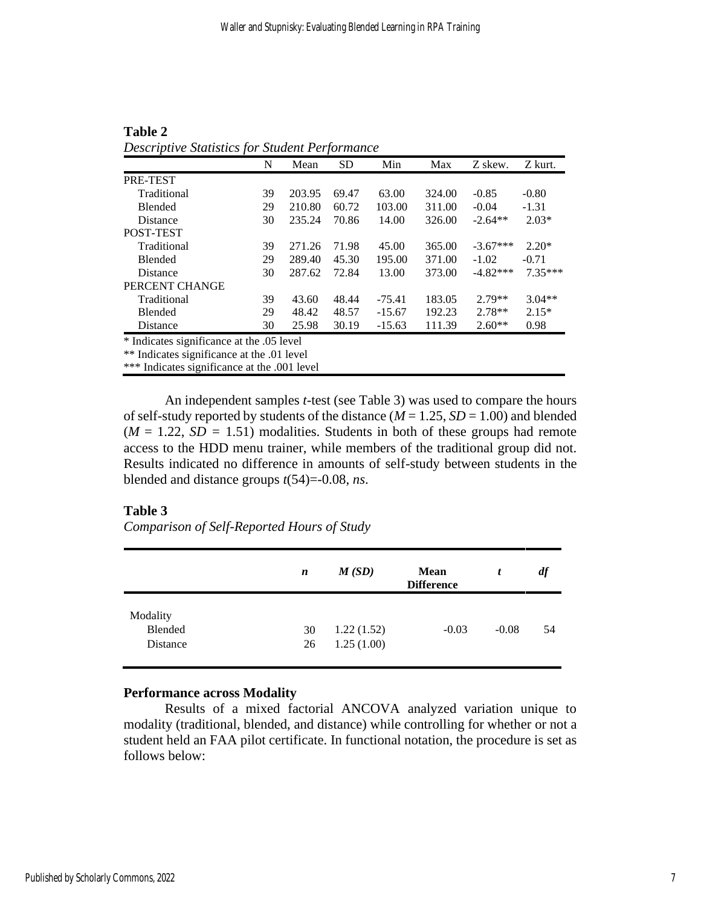**Table 2**

*Descriptive Statistics for Student Performance*

| | N | Mean | SD | Min | Max | Z skew. | Z kurt. |
|---|---|---|---|---|---|---|---|
| PRE-TEST | | | | | | | |
| Traditional | 39 | 203.95 | 69.47 | 63.00 | 324.00 | -0.85 | -0.80 |
| Blended | 29 | 210.80 | 60.72 | 103.00 | 311.00 | -0.04 | -1.31 |
| Distance | 30 | 235.24 | 70.86 | 14.00 | 326.00 | -2.64** | 2.03* |
| POST-TEST | | | | | | | |
| Traditional | 39 | 271.26 | 71.98 | 45.00 | 365.00 | -3.67*** | 2.20* |
| Blended | 29 | 289.40 | 45.30 | 195.00 | 371.00 | -1.02 | -0.71 |
| Distance | 30 | 287.62 | 72.84 | 13.00 | 373.00 | -4.82*** | 7.35*** |
| PERCENT CHANGE | | | | | | | |
| Traditional | 39 | 43.60 | 48.44 | -75.41 | 183.05 | 2.79** | 3.04** |
| Blended | 29 | 48.42 | 48.57 | -15.67 | 192.23 | 2.78** | 2.15* |
| Distance | 30 | 25.98 | 30.19 | -15.63 | 111.39 | 2.60** | 0.98 |

* Indicates significance at the .05 level
** Indicates significance at the .01 level
*** Indicates significance at the .001 level

An independent samples *t*-test (see Table 3) was used to compare the hours of self-study reported by students of the distance ($M$ = 1.25, $SD$ = 1.00) and blended ($M$ = 1.22, $SD$ = 1.51) modalities. Students in both of these groups had remote access to the HDD menu trainer, while members of the traditional group did not. Results indicated no difference in amounts of self-study between students in the blended and distance groups $t(54)=-0.08$, *ns*.

**Table 3**

*Comparison of Self-Reported Hours of Study*

| | ***n*** | ***M (SD)*** | **Mean Difference** | ***t*** | ***df*** |
|---|---|---|---|---|---|
| Modality | | | | | |
| Blended | 30 | 1.22 (1.52) | -0.03 | -0.08 | 54 |
| Distance | 26 | 1.25 (1.00) | | | |

### Performance across Modality

Results of a mixed factorial ANCOVA analyzed variation unique to modality (traditional, blended, and distance) while controlling for whether or not a student held an FAA pilot certificate. In functional notation, the procedure is set as follows below: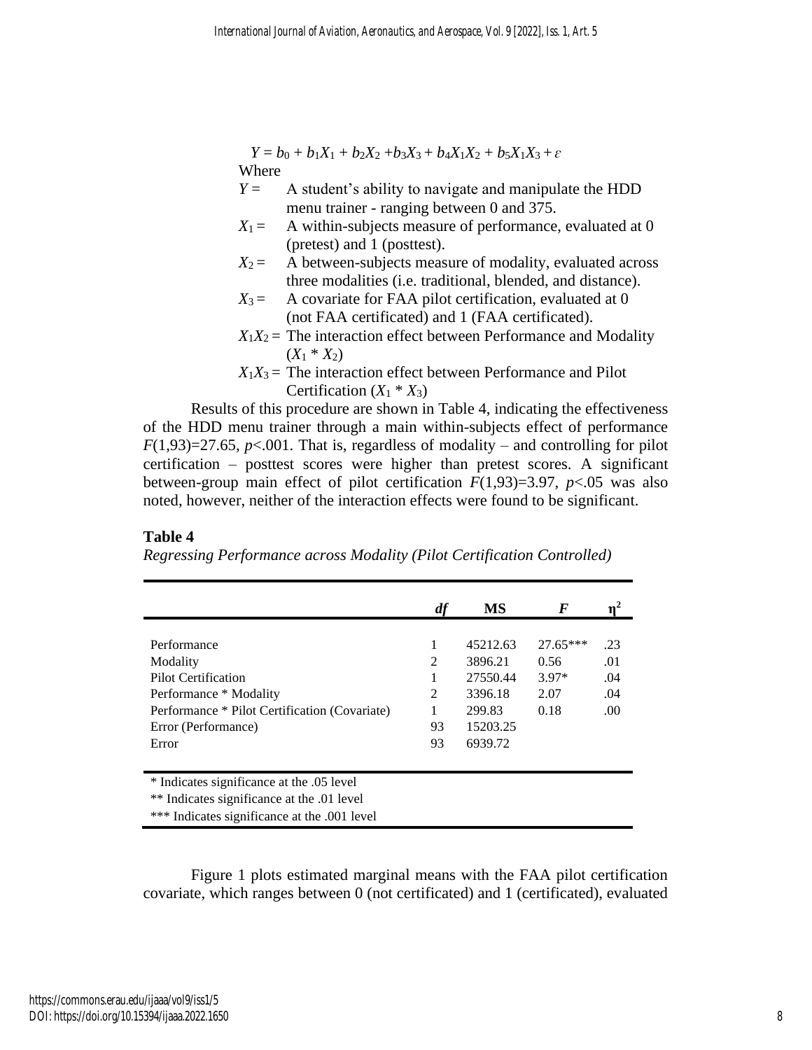$$Y = b_0 + b_1X_1 + b_2X_2 + b_3X_3 + b_4X_1X_2 + b_5X_1X_3 + \varepsilon$$

Where

- $Y =$ A student's ability to navigate and manipulate the HDD menu trainer - ranging between 0 and 375.
- $X_1 =$ A within-subjects measure of performance, evaluated at 0 (pretest) and 1 (posttest).
- $X_2 =$ A between-subjects measure of modality, evaluated across three modalities (i.e. traditional, blended, and distance).
- $X_3 =$ A covariate for FAA pilot certification, evaluated at 0 (not FAA certificated) and 1 (FAA certificated).
- $X_1X_2 =$ The interaction effect between Performance and Modality ($X_1 * X_2$)
- $X_1X_3 =$ The interaction effect between Performance and Pilot Certification ($X_1 * X_3$)

Results of this procedure are shown in Table 4, indicating the effectiveness of the HDD menu trainer through a main within-subjects effect of performance $F(1,93)=27.65$, $p<.001$. That is, regardless of modality – and controlling for pilot certification – posttest scores were higher than pretest scores. A significant between-group main effect of pilot certification $F(1,93)=3.97$, $p<.05$ was also noted, however, neither of the interaction effects were found to be significant.

**Table 4**

*Regressing Performance across Modality (Pilot Certification Controlled)*

| | *df* | **MS** | ***F*** | $\eta^2$ |
|---|---|---|---|---|
| Performance | 1 | 45212.63 | 27.65*** | .23 |
| Modality | 2 | 3896.21 | 0.56 | .01 |
| Pilot Certification | 1 | 27550.44 | 3.97* | .04 |
| Performance * Modality | 2 | 3396.18 | 2.07 | .04 |
| Performance * Pilot Certification (Covariate) | 1 | 299.83 | 0.18 | .00 |
| Error (Performance) | 93 | 15203.25 | | |
| Error | 93 | 6939.72 | | |

\* Indicates significance at the .05 level
\*\* Indicates significance at the .01 level
\*\*\* Indicates significance at the .001 level

Figure 1 plots estimated marginal means with the FAA pilot certification covariate, which ranges between 0 (not certificated) and 1 (certificated), evaluated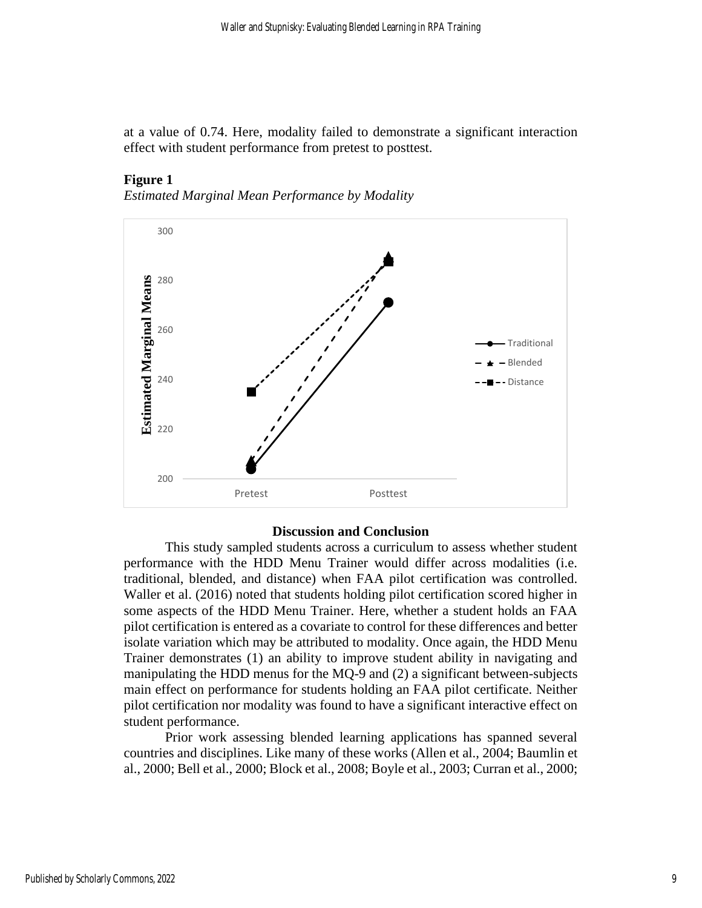at a value of 0.74. Here, modality failed to demonstrate a significant interaction effect with student performance from pretest to posttest.

**Figure 1**

*Estimated Marginal Mean Performance by Modality*

## Discussion and Conclusion

This study sampled students across a curriculum to assess whether student performance with the HDD Menu Trainer would differ across modalities (i.e. traditional, blended, and distance) when FAA pilot certification was controlled. Waller et al. (2016) noted that students holding pilot certification scored higher in some aspects of the HDD Menu Trainer. Here, whether a student holds an FAA pilot certification is entered as a covariate to control for these differences and better isolate variation which may be attributed to modality. Once again, the HDD Menu Trainer demonstrates (1) an ability to improve student ability in navigating and manipulating the HDD menus for the MQ-9 and (2) a significant between-subjects main effect on performance for students holding an FAA pilot certificate. Neither pilot certification nor modality was found to have a significant interactive effect on student performance.

Prior work assessing blended learning applications has spanned several countries and disciplines. Like many of these works (Allen et al., 2004; Baumlin et al., 2000; Bell et al., 2000; Block et al., 2008; Boyle et al., 2003; Curran et al., 2000;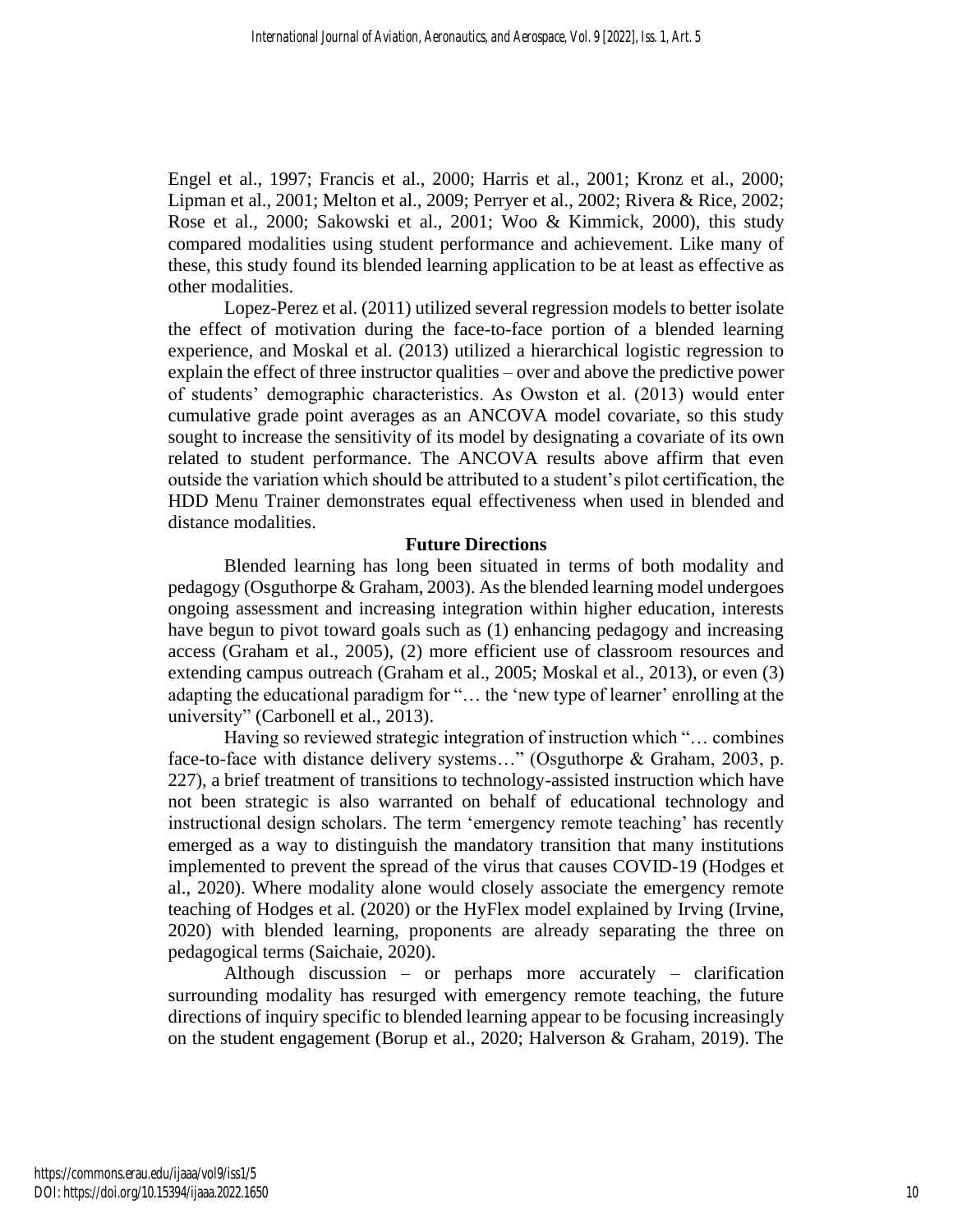Engel et al., 1997; Francis et al., 2000; Harris et al., 2001; Kronz et al., 2000; Lipman et al., 2001; Melton et al., 2009; Perryer et al., 2002; Rivera & Rice, 2002; Rose et al., 2000; Sakowski et al., 2001; Woo & Kimmick, 2000), this study compared modalities using student performance and achievement. Like many of these, this study found its blended learning application to be at least as effective as other modalities.

Lopez-Perez et al. (2011) utilized several regression models to better isolate the effect of motivation during the face-to-face portion of a blended learning experience, and Moskal et al. (2013) utilized a hierarchical logistic regression to explain the effect of three instructor qualities – over and above the predictive power of students' demographic characteristics. As Owston et al. (2013) would enter cumulative grade point averages as an ANCOVA model covariate, so this study sought to increase the sensitivity of its model by designating a covariate of its own related to student performance. The ANCOVA results above affirm that even outside the variation which should be attributed to a student's pilot certification, the HDD Menu Trainer demonstrates equal effectiveness when used in blended and distance modalities.

## Future Directions

Blended learning has long been situated in terms of both modality and pedagogy (Osguthorpe & Graham, 2003). As the blended learning model undergoes ongoing assessment and increasing integration within higher education, interests have begun to pivot toward goals such as (1) enhancing pedagogy and increasing access (Graham et al., 2005), (2) more efficient use of classroom resources and extending campus outreach (Graham et al., 2005; Moskal et al., 2013), or even (3) adapting the educational paradigm for "… the 'new type of learner' enrolling at the university" (Carbonell et al., 2013).

Having so reviewed strategic integration of instruction which "… combines face-to-face with distance delivery systems…" (Osguthorpe & Graham, 2003, p. 227), a brief treatment of transitions to technology-assisted instruction which have not been strategic is also warranted on behalf of educational technology and instructional design scholars. The term 'emergency remote teaching' has recently emerged as a way to distinguish the mandatory transition that many institutions implemented to prevent the spread of the virus that causes COVID-19 (Hodges et al., 2020). Where modality alone would closely associate the emergency remote teaching of Hodges et al. (2020) or the HyFlex model explained by Irving (Irvine, 2020) with blended learning, proponents are already separating the three on pedagogical terms (Saichaie, 2020).

Although discussion – or perhaps more accurately – clarification surrounding modality has resurged with emergency remote teaching, the future directions of inquiry specific to blended learning appear to be focusing increasingly on the student engagement (Borup et al., 2020; Halverson & Graham, 2019). The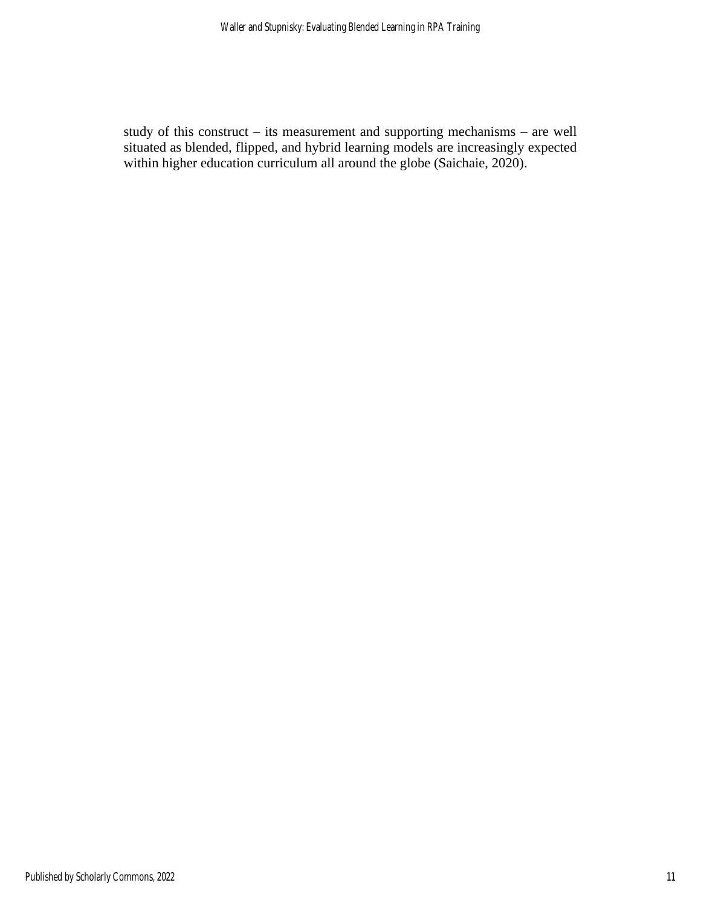study of this construct – its measurement and supporting mechanisms – are well situated as blended, flipped, and hybrid learning models are increasingly expected within higher education curriculum all around the globe (Saichaie, 2020).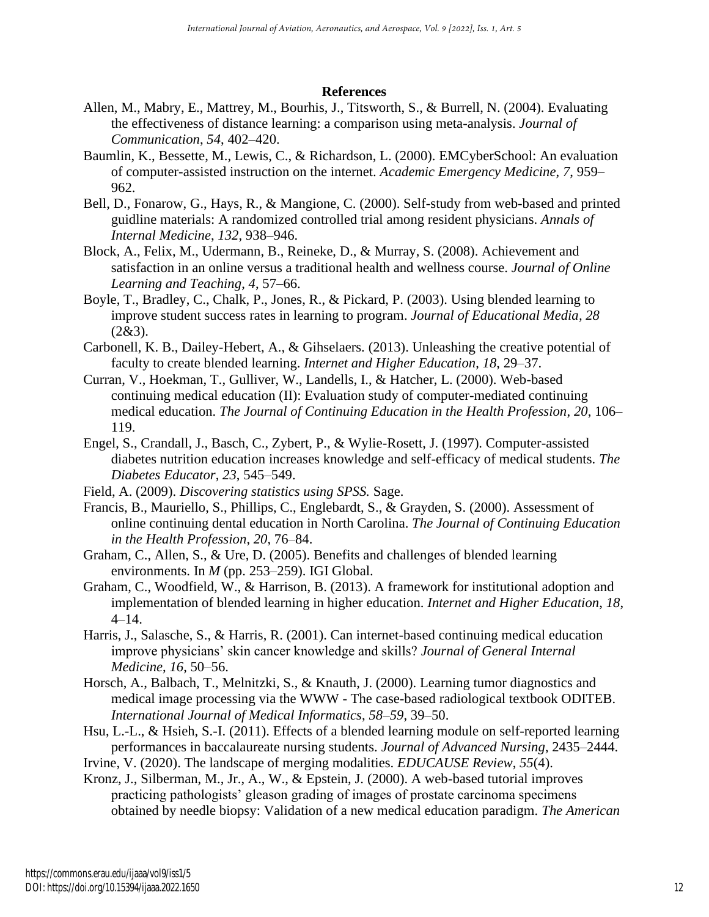## References

Allen, M., Mabry, E., Mattrey, M., Bourhis, J., Titsworth, S., & Burrell, N. (2004). Evaluating the effectiveness of distance learning: a comparison using meta-analysis. *Journal of Communication*, *54*, 402–420.

Baumlin, K., Bessette, M., Lewis, C., & Richardson, L. (2000). EMCyberSchool: An evaluation of computer-assisted instruction on the internet. *Academic Emergency Medicine*, *7*, 959–962.

Bell, D., Fonarow, G., Hays, R., & Mangione, C. (2000). Self-study from web-based and printed guidline materials: A randomized controlled trial among resident physicians. *Annals of Internal Medicine*, *132*, 938–946.

Block, A., Felix, M., Udermann, B., Reineke, D., & Murray, S. (2008). Achievement and satisfaction in an online versus a traditional health and wellness course. *Journal of Online Learning and Teaching*, *4*, 57–66.

Boyle, T., Bradley, C., Chalk, P., Jones, R., & Pickard, P. (2003). Using blended learning to improve student success rates in learning to program. *Journal of Educational Media*, *28* (2&3).

Carbonell, K. B., Dailey-Hebert, A., & Gihselaers. (2013). Unleashing the creative potential of faculty to create blended learning. *Internet and Higher Education*, *18*, 29–37.

Curran, V., Hoekman, T., Gulliver, W., Landells, I., & Hatcher, L. (2000). Web-based continuing medical education (II): Evaluation study of computer-mediated continuing medical education. *The Journal of Continuing Education in the Health Profession*, *20*, 106–119.

Engel, S., Crandall, J., Basch, C., Zybert, P., & Wylie-Rosett, J. (1997). Computer-assisted diabetes nutrition education increases knowledge and self-efficacy of medical students. *The Diabetes Educator*, *23*, 545–549.

Field, A. (2009). *Discovering statistics using SPSS.* Sage.

Francis, B., Mauriello, S., Phillips, C., Englebardt, S., & Grayden, S. (2000). Assessment of online continuing dental education in North Carolina. *The Journal of Continuing Education in the Health Profession*, *20*, 76–84.

Graham, C., Allen, S., & Ure, D. (2005). Benefits and challenges of blended learning environments. In *M* (pp. 253–259). IGI Global.

Graham, C., Woodfield, W., & Harrison, B. (2013). A framework for institutional adoption and implementation of blended learning in higher education. *Internet and Higher Education*, *18*, 4–14.

Harris, J., Salasche, S., & Harris, R. (2001). Can internet-based continuing medical education improve physicians' skin cancer knowledge and skills? *Journal of General Internal Medicine*, *16*, 50–56.

Horsch, A., Balbach, T., Melnitzki, S., & Knauth, J. (2000). Learning tumor diagnostics and medical image processing via the WWW - The case-based radiological textbook ODITEB. *International Journal of Medical Informatics*, *58–59*, 39–50.

Hsu, L.-L., & Hsieh, S.-I. (2011). Effects of a blended learning module on self-reported learning performances in baccalaureate nursing students. *Journal of Advanced Nursing*, 2435–2444.

Irvine, V. (2020). The landscape of merging modalities. *EDUCAUSE Review*, *55*(4).

Kronz, J., Silberman, M., Jr., A., W., & Epstein, J. (2000). A web-based tutorial improves practicing pathologists' gleason grading of images of prostate carcinoma specimens obtained by needle biopsy: Validation of a new medical education paradigm. *The American*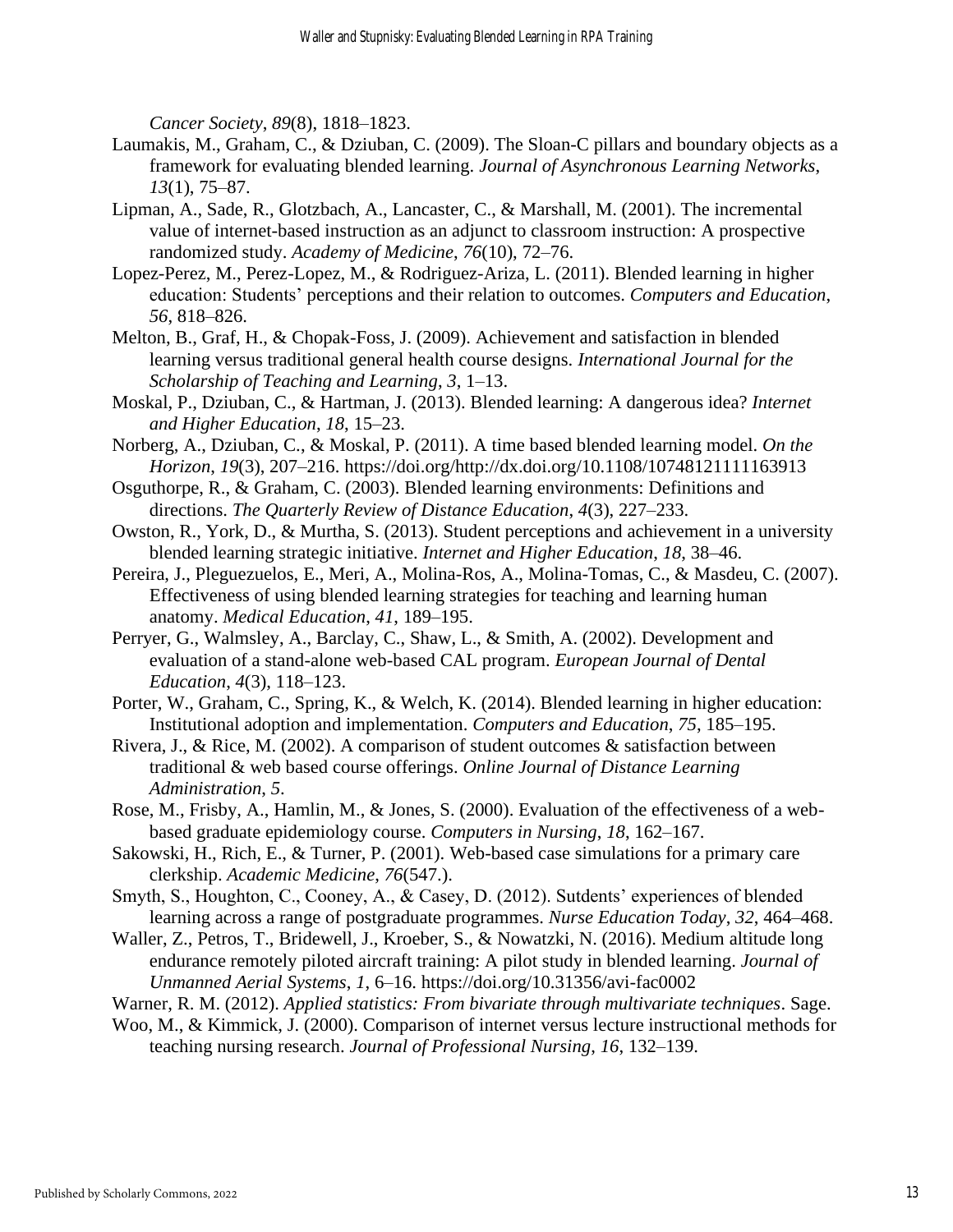*Cancer Society*, *89*(8), 1818–1823.

Laumakis, M., Graham, C., & Dziuban, C. (2009). The Sloan-C pillars and boundary objects as a framework for evaluating blended learning. *Journal of Asynchronous Learning Networks*, *13*(1), 75–87.

Lipman, A., Sade, R., Glotzbach, A., Lancaster, C., & Marshall, M. (2001). The incremental value of internet-based instruction as an adjunct to classroom instruction: A prospective randomized study. *Academy of Medicine*, *76*(10), 72–76.

Lopez-Perez, M., Perez-Lopez, M., & Rodriguez-Ariza, L. (2011). Blended learning in higher education: Students' perceptions and their relation to outcomes. *Computers and Education*, *56*, 818–826.

Melton, B., Graf, H., & Chopak-Foss, J. (2009). Achievement and satisfaction in blended learning versus traditional general health course designs. *International Journal for the Scholarship of Teaching and Learning*, *3*, 1–13.

Moskal, P., Dziuban, C., & Hartman, J. (2013). Blended learning: A dangerous idea? *Internet and Higher Education*, *18*, 15–23.

Norberg, A., Dziuban, C., & Moskal, P. (2011). A time based blended learning model. *On the Horizon*, *19*(3), 207–216. https://doi.org/http://dx.doi.org/10.1108/10748121111163913

Osguthorpe, R., & Graham, C. (2003). Blended learning environments: Definitions and directions. *The Quarterly Review of Distance Education*, *4*(3), 227–233.

Owston, R., York, D., & Murtha, S. (2013). Student perceptions and achievement in a university blended learning strategic initiative. *Internet and Higher Education*, *18*, 38–46.

Pereira, J., Pleguezuelos, E., Meri, A., Molina-Ros, A., Molina-Tomas, C., & Masdeu, C. (2007). Effectiveness of using blended learning strategies for teaching and learning human anatomy. *Medical Education*, *41*, 189–195.

Perryer, G., Walmsley, A., Barclay, C., Shaw, L., & Smith, A. (2002). Development and evaluation of a stand-alone web-based CAL program. *European Journal of Dental Education*, *4*(3), 118–123.

Porter, W., Graham, C., Spring, K., & Welch, K. (2014). Blended learning in higher education: Institutional adoption and implementation. *Computers and Education*, *75*, 185–195.

Rivera, J., & Rice, M. (2002). A comparison of student outcomes & satisfaction between traditional & web based course offerings. *Online Journal of Distance Learning Administration*, *5*.

Rose, M., Frisby, A., Hamlin, M., & Jones, S. (2000). Evaluation of the effectiveness of a web-based graduate epidemiology course. *Computers in Nursing*, *18*, 162–167.

Sakowski, H., Rich, E., & Turner, P. (2001). Web-based case simulations for a primary care clerkship. *Academic Medicine*, *76*(547.).

Smyth, S., Houghton, C., Cooney, A., & Casey, D. (2012). Sutdents' experiences of blended learning across a range of postgraduate programmes. *Nurse Education Today*, *32*, 464–468.

Waller, Z., Petros, T., Bridewell, J., Kroeber, S., & Nowatzki, N. (2016). Medium altitude long endurance remotely piloted aircraft training: A pilot study in blended learning. *Journal of Unmanned Aerial Systems*, *1*, 6–16. https://doi.org/10.31356/avi-fac0002

Warner, R. M. (2012). *Applied statistics: From bivariate through multivariate techniques*. Sage.

Woo, M., & Kimmick, J. (2000). Comparison of internet versus lecture instructional methods for teaching nursing research. *Journal of Professional Nursing*, *16*, 132–139.